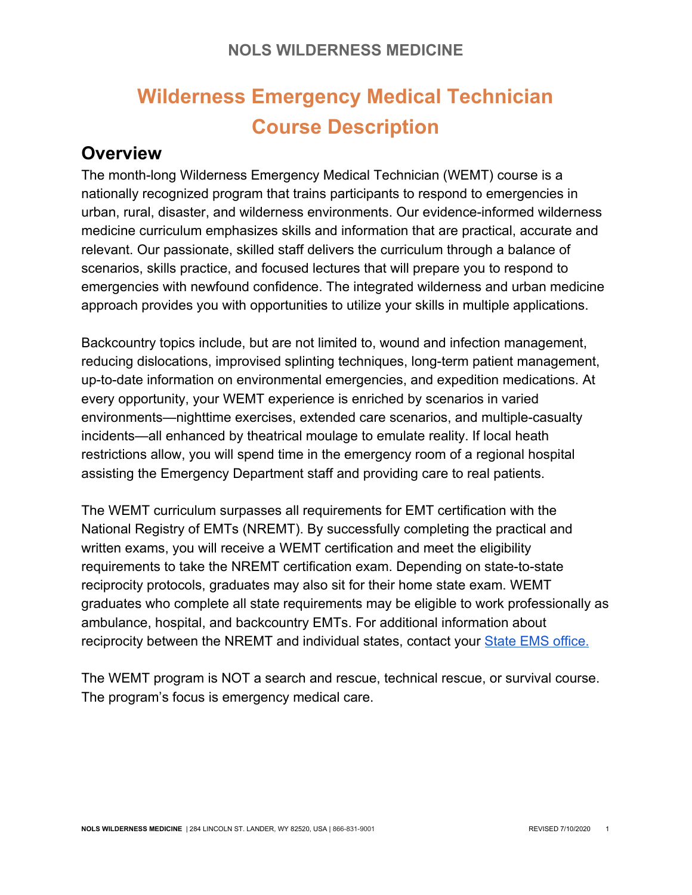# NOLS WILDERNESS MEDICINE

# Wilderness Emergency Medical Technician Course Description

## Overview

The month-long Wilderness Emergency Medical Technician (WEMT) course is a nationally recognized program that trains participants to respond to emergencies in urban, rural, disaster, and wilderness environments. Our evidence-informed wilderness medicine curriculum emphasizes skills and information that are practical, accurate and relevant. Our passionate, skilled staff delivers the curriculum through a balance of scenarios, skills practice, and focused lectures that will prepare you to respond to emergencies with newfound confidence. The integrated wilderness and urban medicine approach provides you with opportunities to utilize your skills in multiple applications.

Backcountry topics include, but are not limited to, wound and infection management, reducing dislocations, improvised splinting techniques, long-term patient management, up-to-date information on environmental emergencies, and expedition medications. At every opportunity, your WEMT experience is enriched by scenarios in varied environments—nighttime exercises, extended care scenarios, and multiple-casualty incidents—all enhanced by theatrical moulage to emulate reality. If local heath restrictions allow, you will spend time in the emergency room of a regional hospital assisting the Emergency Department staff and providing care to real patients.

The WEMT curriculum surpasses all requirements for EMT certification with the National Registry of EMTs (NREMT). By successfully completing the practical and written exams, you will receive a WEMT certification and meet the eligibility requirements to take the NREMT certification exam. Depending on state-to-state reciprocity protocols, graduates may also sit for their home state exam. WEMT graduates who complete all state requirements may be eligible to work professionally as ambulance, hospital, and backcountry EMTs. For additional information about reciprocity between the NREMT and individual states, contact your State EMS office.

The WEMT program is NOT a search and rescue, technical rescue, or survival course. The program's focus is emergency medical care.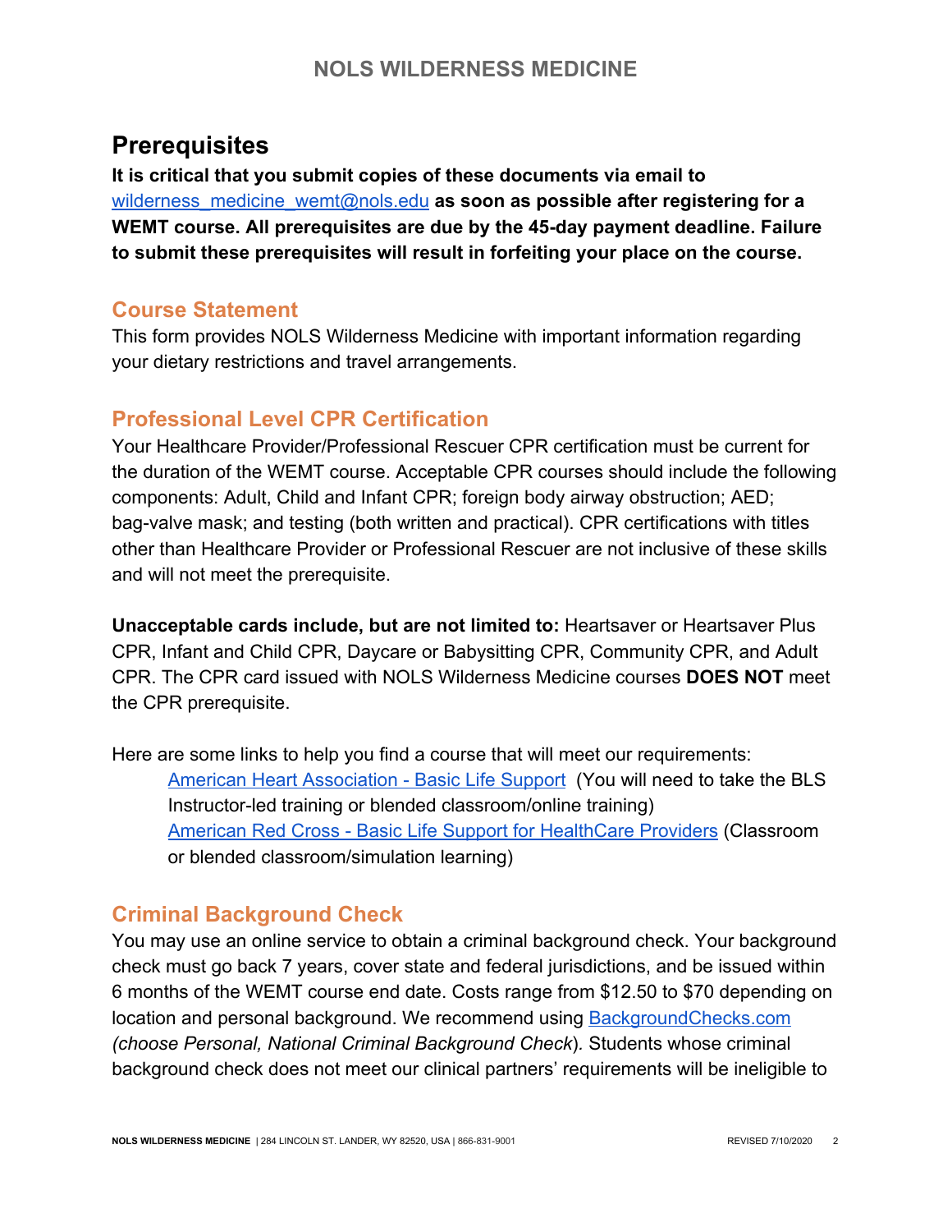## Prerequisites

**It is critical that you submit copies of these documents via email to [wilderness_medicine_wemt@nols.edu](mailto:wilderness_medicine_wemt@nols.edu) as soon as possible after registering for a WEMT course. All prerequisites are due by the 45-day payment deadline. Failure to submit these prerequisites will result in forfeiting your place on the course.**

### Course Statement

This form provides NOLS Wilderness Medicine with important information regarding your dietary restrictions and travel arrangements.

### Professional Level CPR Certification

Your Healthcare Provider/Professional Rescuer CPR certification must be current for the duration of the WEMT course. Acceptable CPR courses should include the following components: Adult, Child and Infant CPR; foreign body airway obstruction; AED; bag-valve mask; and testing (both written and practical). CPR certifications with titles other than Healthcare Provider or Professional Rescuer are not inclusive of these skills and will not meet the prerequisite.

**Unacceptable cards include, but are not limited to:** Heartsaver or Heartsaver Plus CPR, Infant and Child CPR, Daycare or Babysitting CPR, Community CPR, and Adult CPR. The CPR card issued with NOLS Wilderness Medicine courses **DOES NOT** meet the CPR prerequisite.

Here are some links to help you find a course that will meet our requirements:

- American Heart Association - Basic Life Support (You will need to take the BLS Instructor-led training or blended classroom/online training)
- American Red Cross - Basic Life Support for HealthCare Providers (Classroom or blended classroom/simulation learning)

### Criminal Background Check

You may use an online service to obtain a criminal background check. Your background check must go back 7 years, cover state and federal jurisdictions, and be issued within 6 months of the WEMT course end date. Costs range from $12.50 to $70 depending on location and personal background. We recommend using BackgroundChecks.com *(choose Personal, National Criminal Background Check*). Students whose criminal background check does not meet our clinical partners' requirements will be ineligible to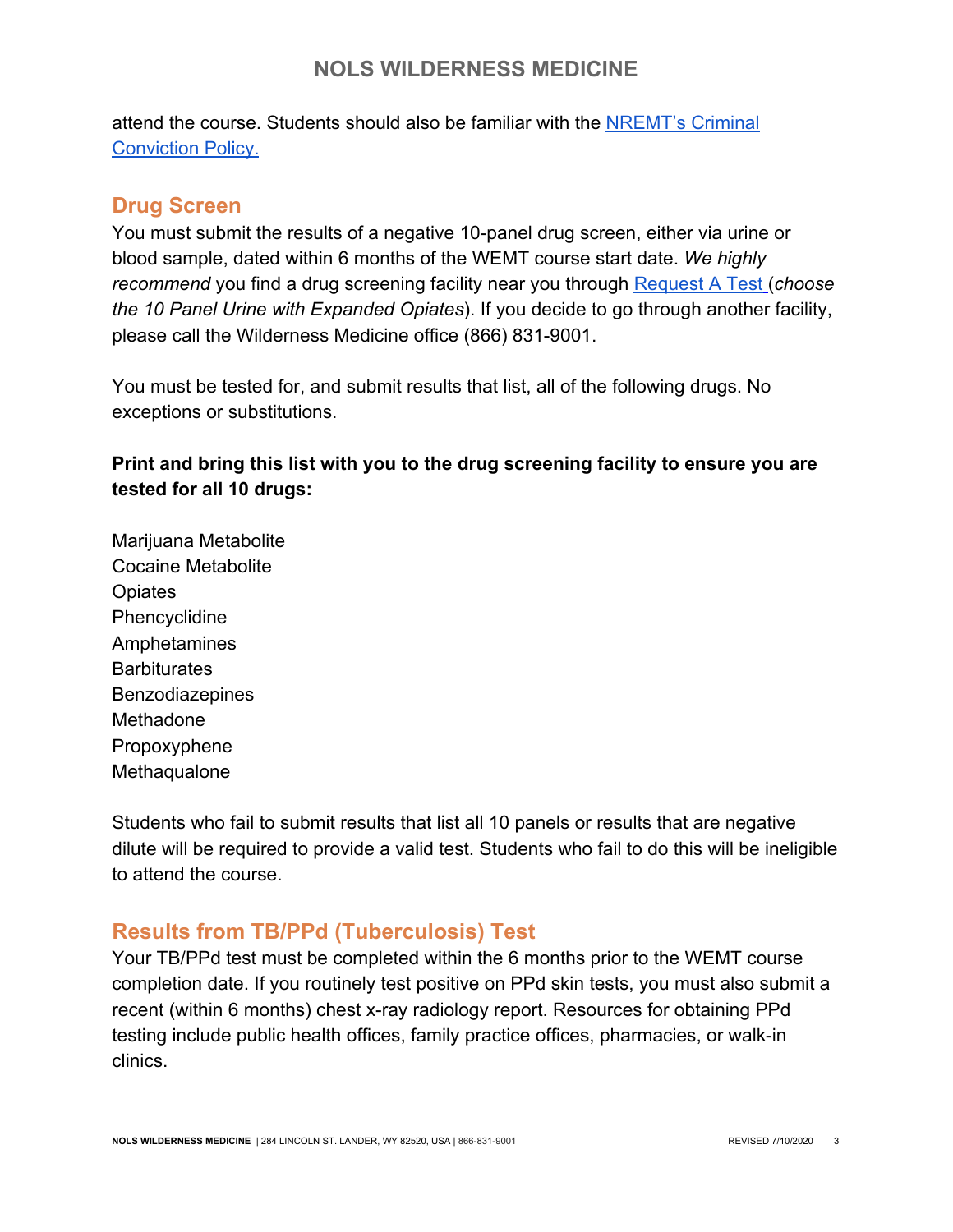attend the course. Students should also be familiar with the [NREMT's Criminal Conviction Policy.]()

## Drug Screen

You must submit the results of a negative 10-panel drug screen, either via urine or blood sample, dated within 6 months of the WEMT course start date. *We highly recommend* you find a drug screening facility near you through [Request A Test]() (*choose the 10 Panel Urine with Expanded Opiates*). If you decide to go through another facility, please call the Wilderness Medicine office (866) 831-9001.

You must be tested for, and submit results that list, all of the following drugs. No exceptions or substitutions.

**Print and bring this list with you to the drug screening facility to ensure you are tested for all 10 drugs:**

Marijuana Metabolite
Cocaine Metabolite
Opiates
Phencyclidine
Amphetamines
Barbiturates
Benzodiazepines
Methadone
Propoxyphene
Methaqualone

Students who fail to submit results that list all 10 panels or results that are negative dilute will be required to provide a valid test. Students who fail to do this will be ineligible to attend the course.

## Results from TB/PPd (Tuberculosis) Test

Your TB/PPd test must be completed within the 6 months prior to the WEMT course completion date. If you routinely test positive on PPd skin tests, you must also submit a recent (within 6 months) chest x-ray radiology report. Resources for obtaining PPd testing include public health offices, family practice offices, pharmacies, or walk-in clinics.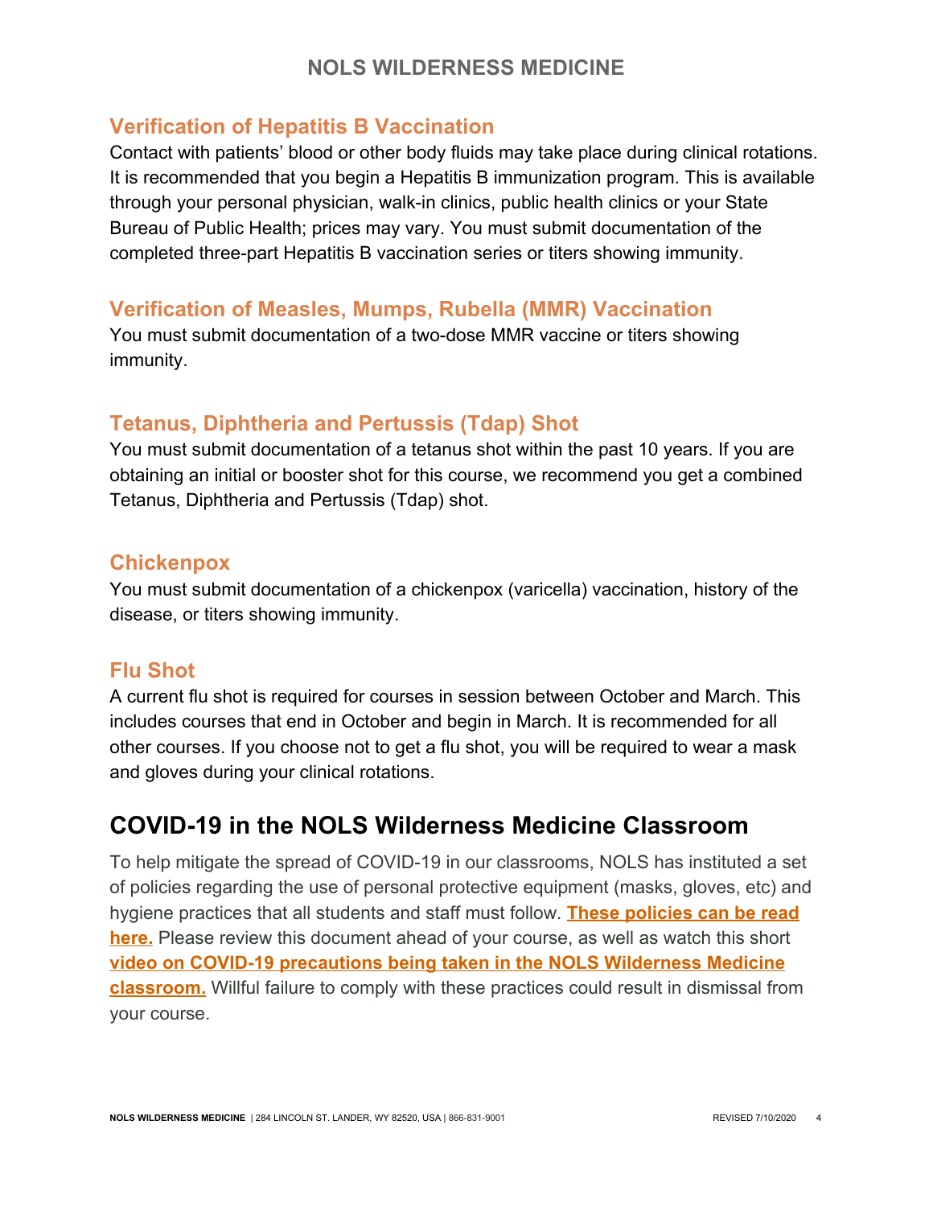### Verification of Hepatitis B Vaccination

Contact with patients' blood or other body fluids may take place during clinical rotations. It is recommended that you begin a Hepatitis B immunization program. This is available through your personal physician, walk-in clinics, public health clinics or your State Bureau of Public Health; prices may vary. You must submit documentation of the completed three-part Hepatitis B vaccination series or titers showing immunity.

### Verification of Measles, Mumps, Rubella (MMR) Vaccination

You must submit documentation of a two-dose MMR vaccine or titers showing immunity.

### Tetanus, Diphtheria and Pertussis (Tdap) Shot

You must submit documentation of a tetanus shot within the past 10 years. If you are obtaining an initial or booster shot for this course, we recommend you get a combined Tetanus, Diphtheria and Pertussis (Tdap) shot.

### Chickenpox

You must submit documentation of a chickenpox (varicella) vaccination, history of the disease, or titers showing immunity.

### Flu Shot

A current flu shot is required for courses in session between October and March. This includes courses that end in October and begin in March. It is recommended for all other courses. If you choose not to get a flu shot, you will be required to wear a mask and gloves during your clinical rotations.

## COVID-19 in the NOLS Wilderness Medicine Classroom

To help mitigate the spread of COVID-19 in our classrooms, NOLS has instituted a set of policies regarding the use of personal protective equipment (masks, gloves, etc) and hygiene practices that all students and staff must follow. **These policies can be read here.** Please review this document ahead of your course, as well as watch this short **video on COVID-19 precautions being taken in the NOLS Wilderness Medicine classroom.** Willful failure to comply with these practices could result in dismissal from your course.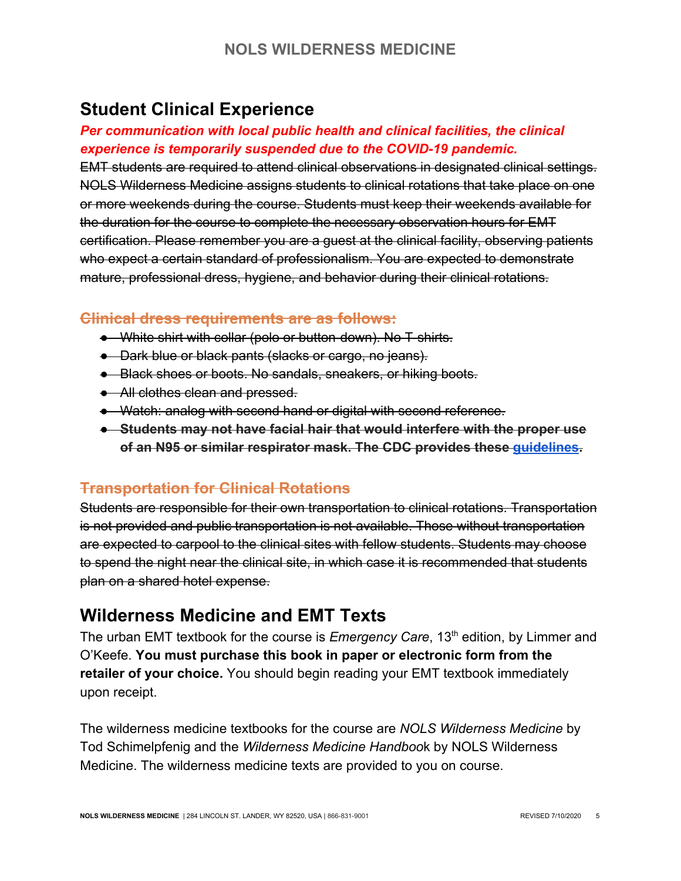## Student Clinical Experience

***Per communication with local public health and clinical facilities, the clinical experience is temporarily suspended due to the COVID-19 pandemic.***

~~EMT students are required to attend clinical observations in designated clinical settings. NOLS Wilderness Medicine assigns students to clinical rotations that take place on one or more weekends during the course. Students must keep their weekends available for the duration for the course to complete the necessary observation hours for EMT certification. Please remember you are a guest at the clinical facility, observing patients who expect a certain standard of professionalism. You are expected to demonstrate mature, professional dress, hygiene, and behavior during their clinical rotations.~~

### ~~Clinical dress requirements are as follows:~~

- ~~White shirt with collar (polo or button-down). No T-shirts.~~
- ~~Dark blue or black pants (slacks or cargo, no jeans).~~
- ~~Black shoes or boots. No sandals, sneakers, or hiking boots.~~
- ~~All clothes clean and pressed.~~
- ~~Watch: analog with second hand or digital with second reference.~~
- ~~**Students may not have facial hair that would interfere with the proper use of an N95 or similar respirator mask. The CDC provides these guidelines.**~~

### ~~Transportation for Clinical Rotations~~

~~Students are responsible for their own transportation to clinical rotations. Transportation is not provided and public transportation is not available. Those without transportation are expected to carpool to the clinical sites with fellow students. Students may choose to spend the night near the clinical site, in which case it is recommended that students plan on a shared hotel expense.~~

## Wilderness Medicine and EMT Texts

The urban EMT textbook for the course is *Emergency Care*, 13th edition, by Limmer and O'Keefe. **You must purchase this book in paper or electronic form from the retailer of your choice.** You should begin reading your EMT textbook immediately upon receipt.

The wilderness medicine textbooks for the course are *NOLS Wilderness Medicine* by Tod Schimelpfenig and the *Wilderness Medicine Handbook* by NOLS Wilderness Medicine. The wilderness medicine texts are provided to you on course.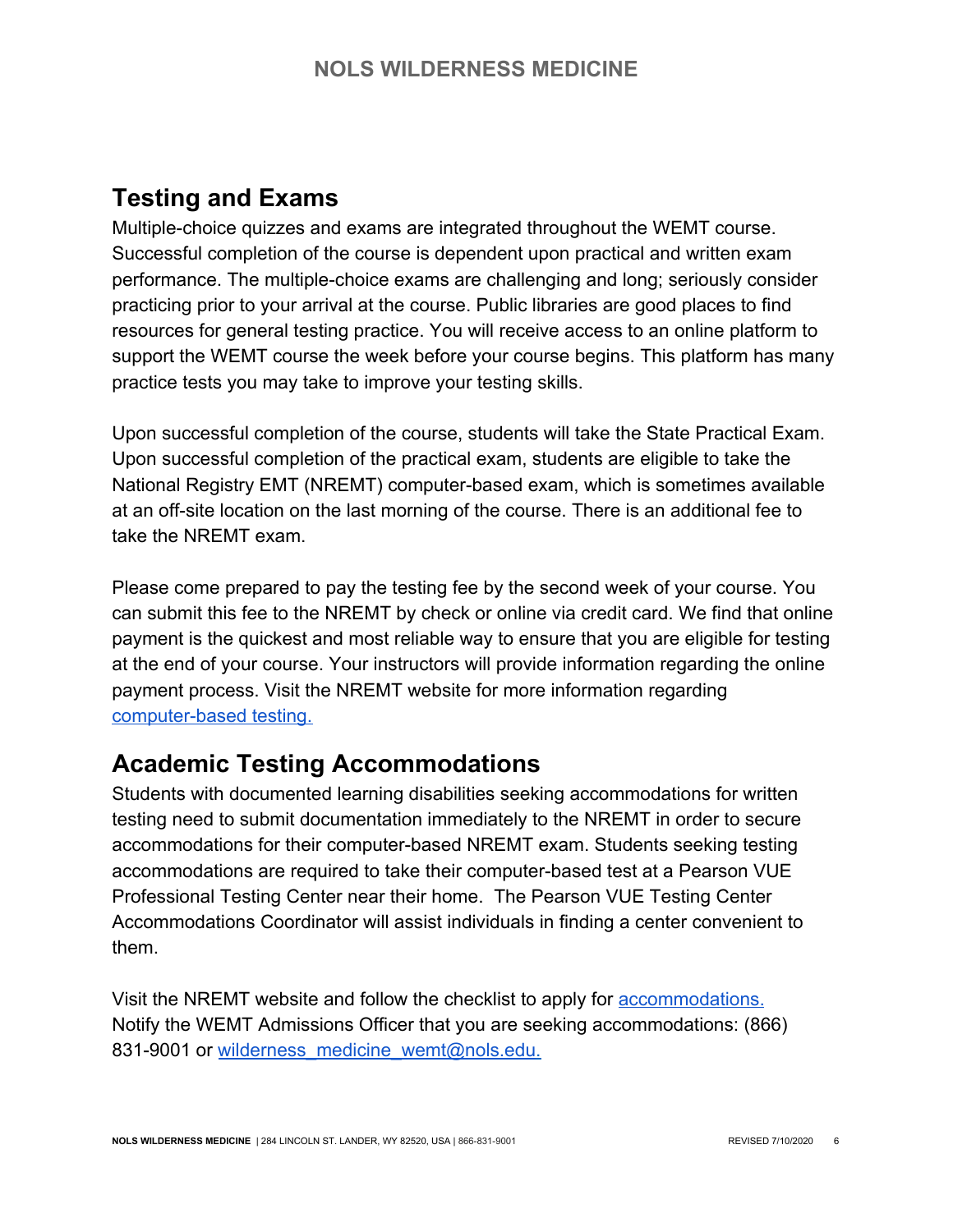## Testing and Exams

Multiple-choice quizzes and exams are integrated throughout the WEMT course. Successful completion of the course is dependent upon practical and written exam performance. The multiple-choice exams are challenging and long; seriously consider practicing prior to your arrival at the course. Public libraries are good places to find resources for general testing practice. You will receive access to an online platform to support the WEMT course the week before your course begins. This platform has many practice tests you may take to improve your testing skills.

Upon successful completion of the course, students will take the State Practical Exam. Upon successful completion of the practical exam, students are eligible to take the National Registry EMT (NREMT) computer-based exam, which is sometimes available at an off-site location on the last morning of the course. There is an additional fee to take the NREMT exam.

Please come prepared to pay the testing fee by the second week of your course. You can submit this fee to the NREMT by check or online via credit card. We find that online payment is the quickest and most reliable way to ensure that you are eligible for testing at the end of your course. Your instructors will provide information regarding the online payment process. Visit the NREMT website for more information regarding computer-based testing.

## Academic Testing Accommodations

Students with documented learning disabilities seeking accommodations for written testing need to submit documentation immediately to the NREMT in order to secure accommodations for their computer-based NREMT exam. Students seeking testing accommodations are required to take their computer-based test at a Pearson VUE Professional Testing Center near their home. The Pearson VUE Testing Center Accommodations Coordinator will assist individuals in finding a center convenient to them.

Visit the NREMT website and follow the checklist to apply for accommodations. Notify the WEMT Admissions Officer that you are seeking accommodations: (866) 831-9001 or wilderness_medicine_wemt@nols.edu.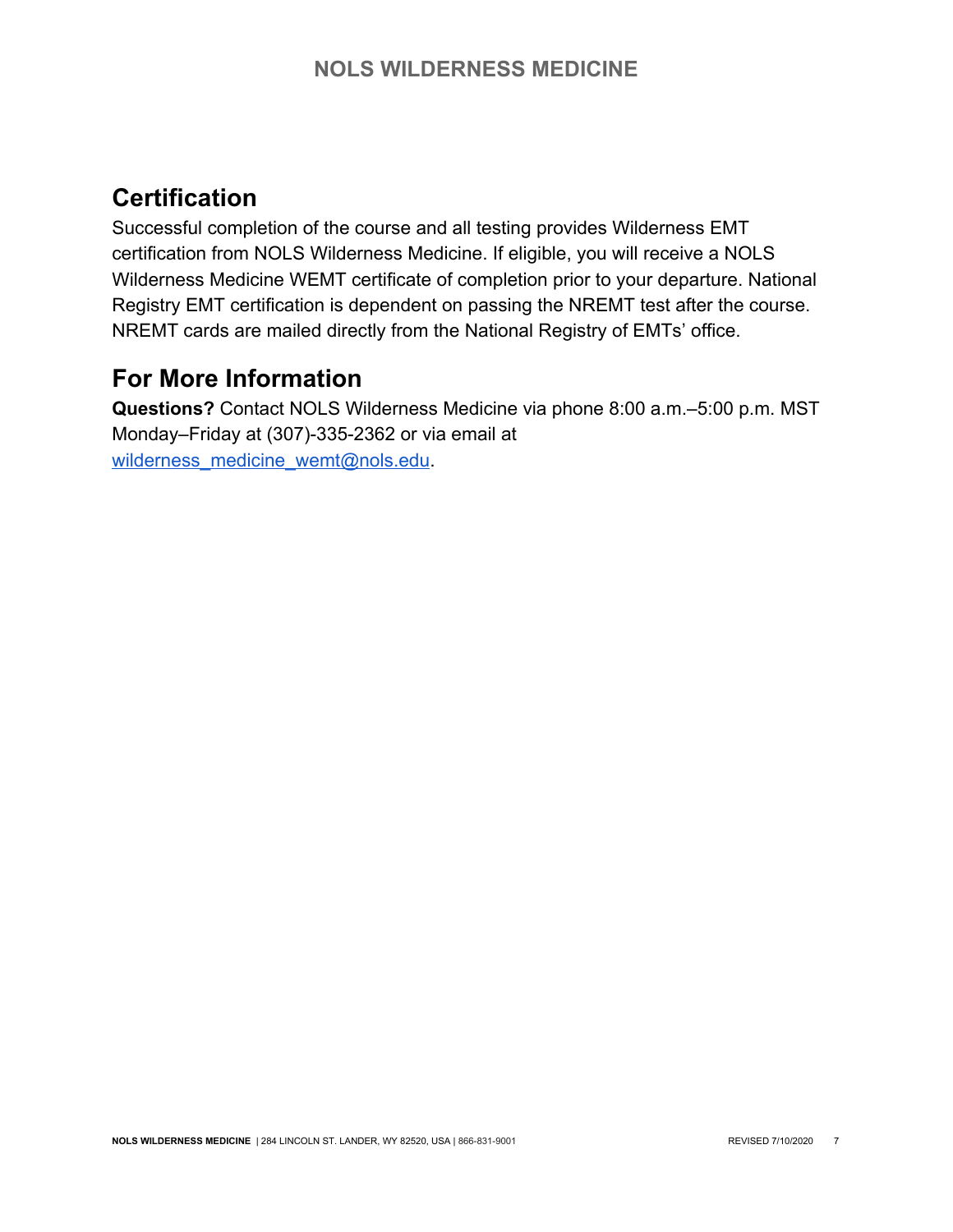## Certification

Successful completion of the course and all testing provides Wilderness EMT certification from NOLS Wilderness Medicine. If eligible, you will receive a NOLS Wilderness Medicine WEMT certificate of completion prior to your departure. National Registry EMT certification is dependent on passing the NREMT test after the course. NREMT cards are mailed directly from the National Registry of EMTs' office.

## For More Information

**Questions?** Contact NOLS Wilderness Medicine via phone 8:00 a.m.–5:00 p.m. MST Monday–Friday at (307)-335-2362 or via email at wilderness_medicine_wemt@nols.edu.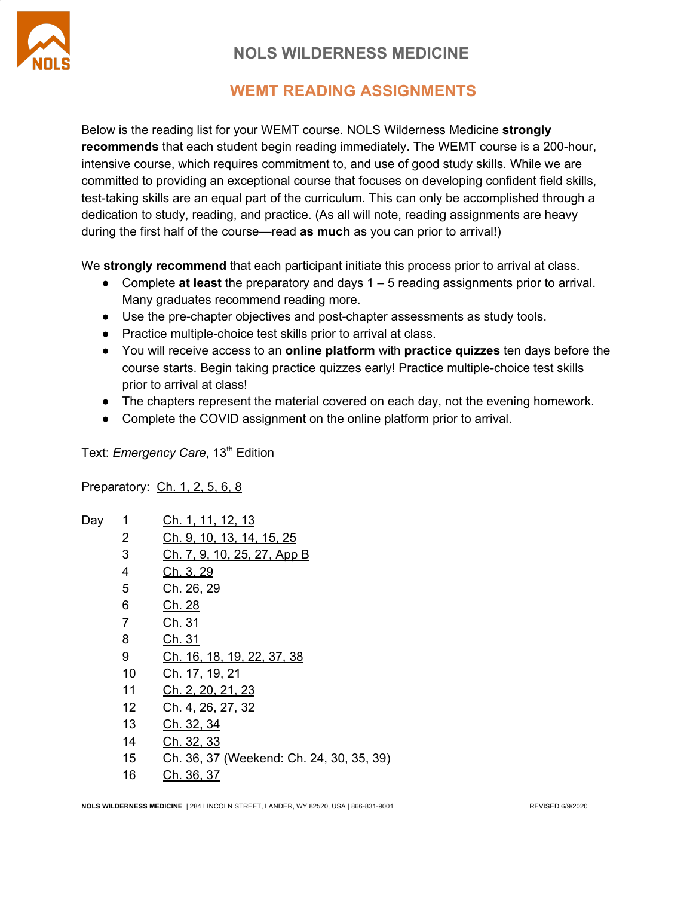# NOLS WILDERNESS MEDICINE

## WEMT READING ASSIGNMENTS

Below is the reading list for your WEMT course. NOLS Wilderness Medicine **strongly recommends** that each student begin reading immediately. The WEMT course is a 200-hour, intensive course, which requires commitment to, and use of good study skills. While we are committed to providing an exceptional course that focuses on developing confident field skills, test-taking skills are an equal part of the curriculum. This can only be accomplished through a dedication to study, reading, and practice. (As all will note, reading assignments are heavy during the first half of the course—read **as much** as you can prior to arrival!)

We **strongly recommend** that each participant initiate this process prior to arrival at class.

- Complete **at least** the preparatory and days 1 – 5 reading assignments prior to arrival. Many graduates recommend reading more.
- Use the pre-chapter objectives and post-chapter assessments as study tools.
- Practice multiple-choice test skills prior to arrival at class.
- You will receive access to an **online platform** with **practice quizzes** ten days before the course starts. Begin taking practice quizzes early! Practice multiple-choice test skills prior to arrival at class!
- The chapters represent the material covered on each day, not the evening homework.
- Complete the COVID assignment on the online platform prior to arrival.

Text: *Emergency Care*, 13th Edition

Preparatory: Ch. 1, 2, 5, 6, 8

| Day | Reading |
| --- | --- |
| 1 | Ch. 1, 11, 12, 13 |
| 2 | Ch. 9, 10, 13, 14, 15, 25 |
| 3 | Ch. 7, 9, 10, 25, 27, App B |
| 4 | Ch. 3, 29 |
| 5 | Ch. 26, 29 |
| 6 | Ch. 28 |
| 7 | Ch. 31 |
| 8 | Ch. 31 |
| 9 | Ch. 16, 18, 19, 22, 37, 38 |
| 10 | Ch. 17, 19, 21 |
| 11 | Ch. 2, 20, 21, 23 |
| 12 | Ch. 4, 26, 27, 32 |
| 13 | Ch. 32, 34 |
| 14 | Ch. 32, 33 |
| 15 | Ch. 36, 37 (Weekend: Ch. 24, 30, 35, 39) |
| 16 | Ch. 36, 37 |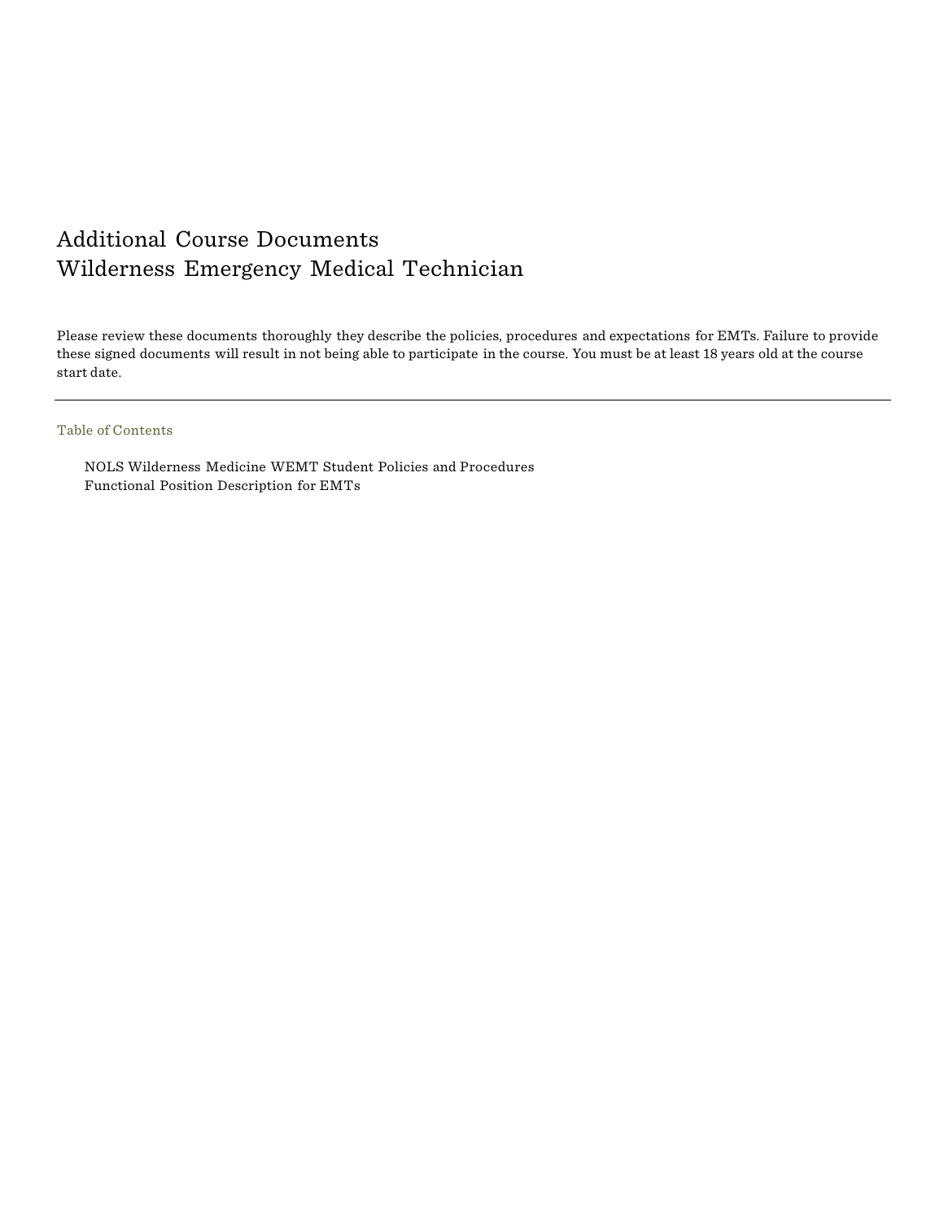# Additional Course Documents
# Wilderness Emergency Medical Technician

Please review these documents thoroughly they describe the policies, procedures and expectations for EMTs. Failure to provide these signed documents will result in not being able to participate in the course. You must be at least 18 years old at the course start date.

---

## Table of Contents

- NOLS Wilderness Medicine WEMT Student Policies and Procedures
- Functional Position Description for EMTs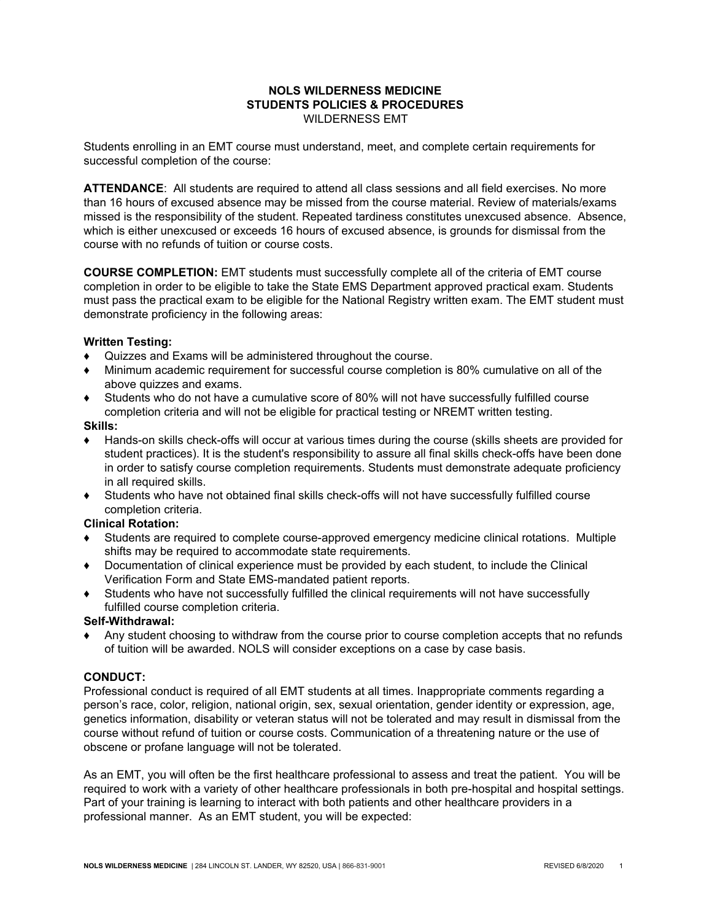# NOLS WILDERNESS MEDICINE
## STUDENTS POLICIES & PROCEDURES
### WILDERNESS EMT

Students enrolling in an EMT course must understand, meet, and complete certain requirements for successful completion of the course:

**ATTENDANCE**: All students are required to attend all class sessions and all field exercises. No more than 16 hours of excused absence may be missed from the course material. Review of materials/exams missed is the responsibility of the student. Repeated tardiness constitutes unexcused absence. Absence, which is either unexcused or exceeds 16 hours of excused absence, is grounds for dismissal from the course with no refunds of tuition or course costs.

**COURSE COMPLETION:** EMT students must successfully complete all of the criteria of EMT course completion in order to be eligible to take the State EMS Department approved practical exam. Students must pass the practical exam to be eligible for the National Registry written exam. The EMT student must demonstrate proficiency in the following areas:

**Written Testing:**

- Quizzes and Exams will be administered throughout the course.
- Minimum academic requirement for successful course completion is 80% cumulative on all of the above quizzes and exams.
- Students who do not have a cumulative score of 80% will not have successfully fulfilled course completion criteria and will not be eligible for practical testing or NREMT written testing.

**Skills:**

- Hands-on skills check-offs will occur at various times during the course (skills sheets are provided for student practices). It is the student's responsibility to assure all final skills check-offs have been done in order to satisfy course completion requirements. Students must demonstrate adequate proficiency in all required skills.
- Students who have not obtained final skills check-offs will not have successfully fulfilled course completion criteria.

**Clinical Rotation:**

- Students are required to complete course-approved emergency medicine clinical rotations. Multiple shifts may be required to accommodate state requirements.
- Documentation of clinical experience must be provided by each student, to include the Clinical Verification Form and State EMS-mandated patient reports.
- Students who have not successfully fulfilled the clinical requirements will not have successfully fulfilled course completion criteria.

**Self-Withdrawal:**

- Any student choosing to withdraw from the course prior to course completion accepts that no refunds of tuition will be awarded. NOLS will consider exceptions on a case by case basis.

**CONDUCT:**

Professional conduct is required of all EMT students at all times. Inappropriate comments regarding a person's race, color, religion, national origin, sex, sexual orientation, gender identity or expression, age, genetics information, disability or veteran status will not be tolerated and may result in dismissal from the course without refund of tuition or course costs. Communication of a threatening nature or the use of obscene or profane language will not be tolerated.

As an EMT, you will often be the first healthcare professional to assess and treat the patient. You will be required to work with a variety of other healthcare professionals in both pre-hospital and hospital settings. Part of your training is learning to interact with both patients and other healthcare providers in a professional manner. As an EMT student, you will be expected: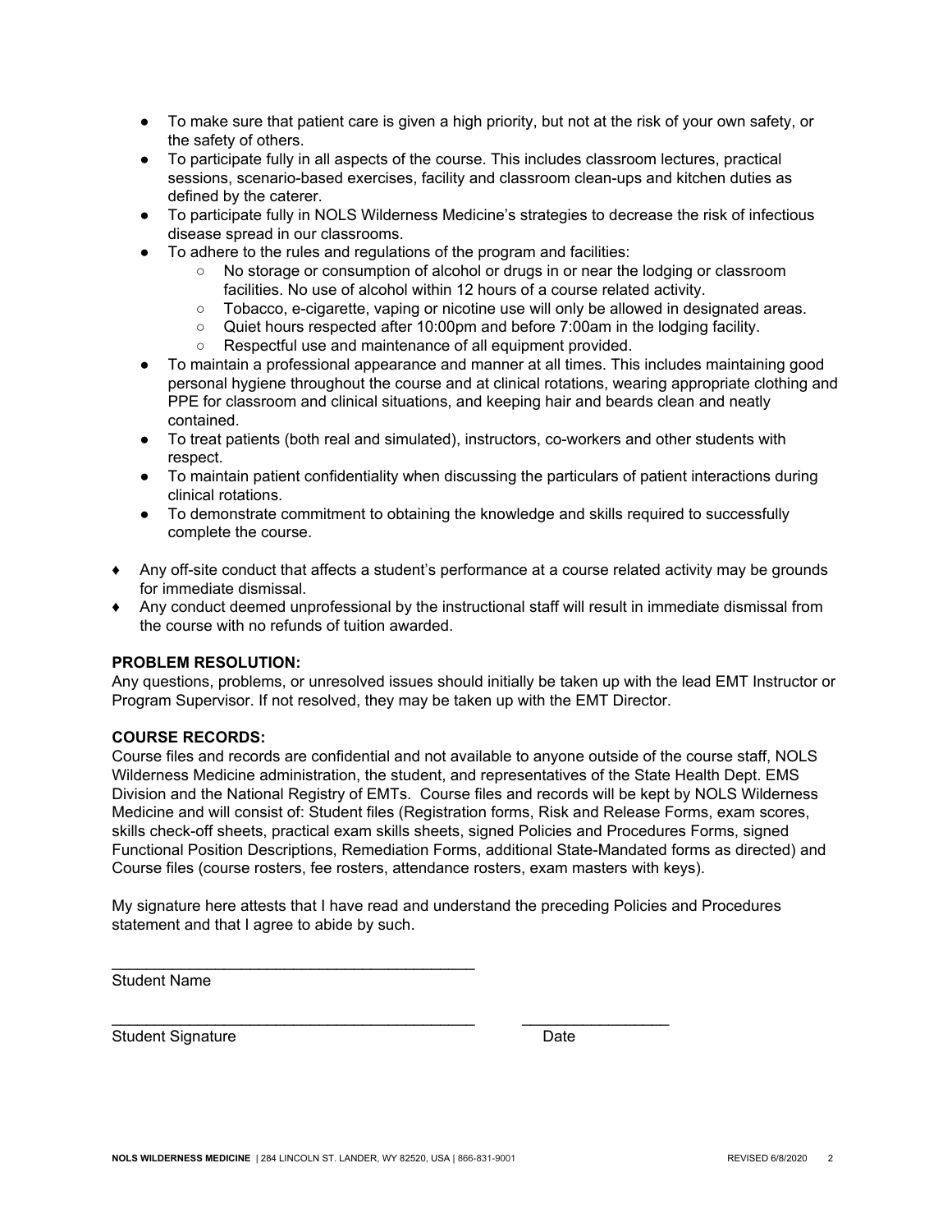- To make sure that patient care is given a high priority, but not at the risk of your own safety, or the safety of others.
- To participate fully in all aspects of the course. This includes classroom lectures, practical sessions, scenario-based exercises, facility and classroom clean-ups and kitchen duties as defined by the caterer.
- To participate fully in NOLS Wilderness Medicine's strategies to decrease the risk of infectious disease spread in our classrooms.
- To adhere to the rules and regulations of the program and facilities:
    - No storage or consumption of alcohol or drugs in or near the lodging or classroom facilities. No use of alcohol within 12 hours of a course related activity.
    - Tobacco, e-cigarette, vaping or nicotine use will only be allowed in designated areas.
    - Quiet hours respected after 10:00pm and before 7:00am in the lodging facility.
    - Respectful use and maintenance of all equipment provided.
- To maintain a professional appearance and manner at all times. This includes maintaining good personal hygiene throughout the course and at clinical rotations, wearing appropriate clothing and PPE for classroom and clinical situations, and keeping hair and beards clean and neatly contained.
- To treat patients (both real and simulated), instructors, co-workers and other students with respect.
- To maintain patient confidentiality when discussing the particulars of patient interactions during clinical rotations.
- To demonstrate commitment to obtaining the knowledge and skills required to successfully complete the course.

♦ Any off-site conduct that affects a student's performance at a course related activity may be grounds for immediate dismissal.

♦ Any conduct deemed unprofessional by the instructional staff will result in immediate dismissal from the course with no refunds of tuition awarded.

**PROBLEM RESOLUTION:**
Any questions, problems, or unresolved issues should initially be taken up with the lead EMT Instructor or Program Supervisor. If not resolved, they may be taken up with the EMT Director.

**COURSE RECORDS:**
Course files and records are confidential and not available to anyone outside of the course staff, NOLS Wilderness Medicine administration, the student, and representatives of the State Health Dept. EMS Division and the National Registry of EMTs. Course files and records will be kept by NOLS Wilderness Medicine and will consist of: Student files (Registration forms, Risk and Release Forms, exam scores, skills check-off sheets, practical exam skills sheets, signed Policies and Procedures Forms, signed Functional Position Descriptions, Remediation Forms, additional State-Mandated forms as directed) and Course files (course rosters, fee rosters, attendance rosters, exam masters with keys).

My signature here attests that I have read and understand the preceding Policies and Procedures statement and that I agree to abide by such.

\_\_\_\_\_\_\_\_\_\_\_\_\_\_\_\_\_\_\_\_\_\_\_\_\_\_\_\_\_\_\_\_\_\_\_\_\_\_\_\_\_\_
Student Name

\_\_\_\_\_\_\_\_\_\_\_\_\_\_\_\_\_\_\_\_\_\_\_\_\_\_\_\_\_\_\_\_\_\_\_\_\_\_\_\_\_\_ \_\_\_\_\_\_\_\_\_\_\_\_\_\_\_\_\_
Student Signature Date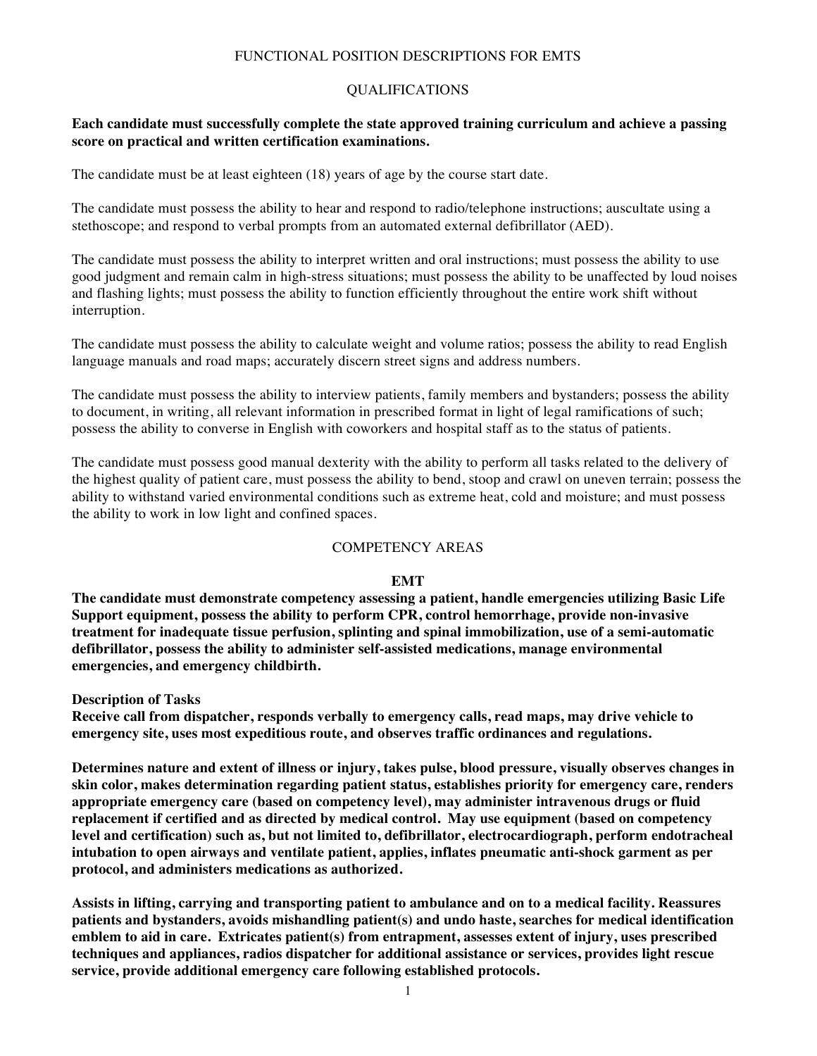# FUNCTIONAL POSITION DESCRIPTIONS FOR EMTS

## QUALIFICATIONS

**Each candidate must successfully complete the state approved training curriculum and achieve a passing score on practical and written certification examinations.**

The candidate must be at least eighteen (18) years of age by the course start date.

The candidate must possess the ability to hear and respond to radio/telephone instructions; auscultate using a stethoscope; and respond to verbal prompts from an automated external defibrillator (AED).

The candidate must possess the ability to interpret written and oral instructions; must possess the ability to use good judgment and remain calm in high-stress situations; must possess the ability to be unaffected by loud noises and flashing lights; must possess the ability to function efficiently throughout the entire work shift without interruption.

The candidate must possess the ability to calculate weight and volume ratios; possess the ability to read English language manuals and road maps; accurately discern street signs and address numbers.

The candidate must possess the ability to interview patients, family members and bystanders; possess the ability to document, in writing, all relevant information in prescribed format in light of legal ramifications of such; possess the ability to converse in English with coworkers and hospital staff as to the status of patients.

The candidate must possess good manual dexterity with the ability to perform all tasks related to the delivery of the highest quality of patient care, must possess the ability to bend, stoop and crawl on uneven terrain; possess the ability to withstand varied environmental conditions such as extreme heat, cold and moisture; and must possess the ability to work in low light and confined spaces.

## COMPETENCY AREAS

### EMT

**The candidate must demonstrate competency assessing a patient, handle emergencies utilizing Basic Life Support equipment, possess the ability to perform CPR, control hemorrhage, provide non-invasive treatment for inadequate tissue perfusion, splinting and spinal immobilization, use of a semi-automatic defibrillator, possess the ability to administer self-assisted medications, manage environmental emergencies, and emergency childbirth.**

**Description of Tasks**

**Receive call from dispatcher, responds verbally to emergency calls, read maps, may drive vehicle to emergency site, uses most expeditious route, and observes traffic ordinances and regulations.**

**Determines nature and extent of illness or injury, takes pulse, blood pressure, visually observes changes in skin color, makes determination regarding patient status, establishes priority for emergency care, renders appropriate emergency care (based on competency level), may administer intravenous drugs or fluid replacement if certified and as directed by medical control. May use equipment (based on competency level and certification) such as, but not limited to, defibrillator, electrocardiograph, perform endotracheal intubation to open airways and ventilate patient, applies, inflates pneumatic anti-shock garment as per protocol, and administers medications as authorized.**

**Assists in lifting, carrying and transporting patient to ambulance and on to a medical facility. Reassures patients and bystanders, avoids mishandling patient(s) and undo haste, searches for medical identification emblem to aid in care. Extricates patient(s) from entrapment, assesses extent of injury, uses prescribed techniques and appliances, radios dispatcher for additional assistance or services, provides light rescue service, provide additional emergency care following established protocols.**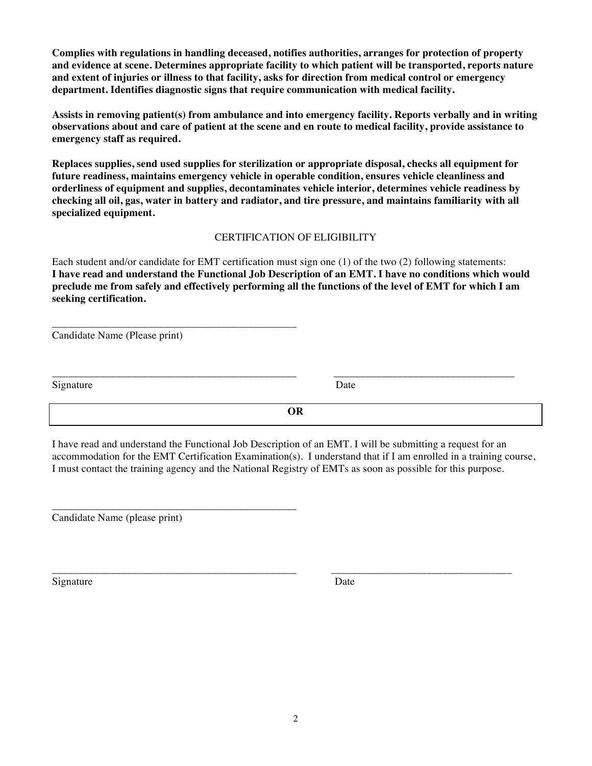**Complies with regulations in handling deceased, notifies authorities, arranges for protection of property and evidence at scene. Determines appropriate facility to which patient will be transported, reports nature and extent of injuries or illness to that facility, asks for direction from medical control or emergency department. Identifies diagnostic signs that require communication with medical facility.**

**Assists in removing patient(s) from ambulance and into emergency facility. Reports verbally and in writing observations about and care of patient at the scene and en route to medical facility, provide assistance to emergency staff as required.**

**Replaces supplies, send used supplies for sterilization or appropriate disposal, checks all equipment for future readiness, maintains emergency vehicle in operable condition, ensures vehicle cleanliness and orderliness of equipment and supplies, decontaminates vehicle interior, determines vehicle readiness by checking all oil, gas, water in battery and radiator, and tire pressure, and maintains familiarity with all specialized equipment.**

## CERTIFICATION OF ELIGIBILITY

Each student and/or candidate for EMT certification must sign one (1) of the two (2) following statements:
**I have read and understand the Functional Job Description of an EMT. I have no conditions which would preclude me from safely and effectively performing all the functions of the level of EMT for which I am seeking certification.**

_______________________________________________
Candidate Name (Please print)

_______________________________________________ _________________________________
Signature Date

**OR**

I have read and understand the Functional Job Description of an EMT. I will be submitting a request for an accommodation for the EMT Certification Examination(s). I understand that if I am enrolled in a training course, I must contact the training agency and the National Registry of EMTs as soon as possible for this purpose.

_______________________________________________
Candidate Name (please print)

_______________________________________________ _________________________________
Signature Date